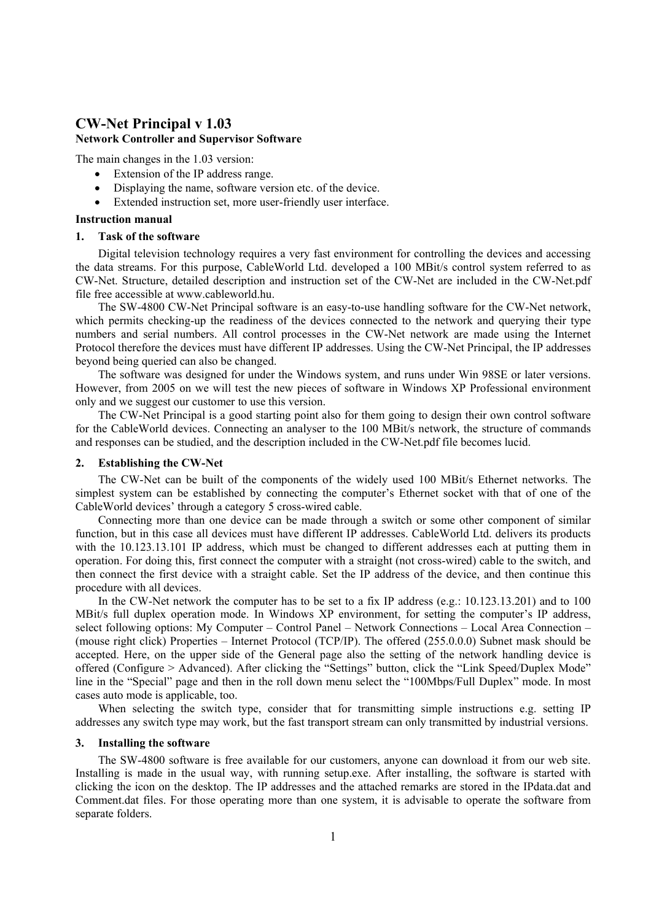# CW-Net Principal v 1.03

**Network Controller and Supervisor Software**

The main changes in the 1.03 version:

- Extension of the IP address range.
- Displaying the name, software version etc. of the device.
- Extended instruction set, more user-friendly user interface.

**Instruction manual**

## 1. Task of the software

Digital television technology requires a very fast environment for controlling the devices and accessing the data streams. For this purpose, CableWorld Ltd. developed a 100 MBit/s control system referred to as CW-Net. Structure, detailed description and instruction set of the CW-Net are included in the CW-Net.pdf file free accessible at www.cableworld.hu.

The SW-4800 CW-Net Principal software is an easy-to-use handling software for the CW-Net network, which permits checking-up the readiness of the devices connected to the network and querying their type numbers and serial numbers. All control processes in the CW-Net network are made using the Internet Protocol therefore the devices must have different IP addresses. Using the CW-Net Principal, the IP addresses beyond being queried can also be changed.

The software was designed for under the Windows system, and runs under Win 98SE or later versions. However, from 2005 on we will test the new pieces of software in Windows XP Professional environment only and we suggest our customer to use this version.

The CW-Net Principal is a good starting point also for them going to design their own control software for the CableWorld devices. Connecting an analyser to the 100 MBit/s network, the structure of commands and responses can be studied, and the description included in the CW-Net.pdf file becomes lucid.

## 2. Establishing the CW-Net

The CW-Net can be built of the components of the widely used 100 MBit/s Ethernet networks. The simplest system can be established by connecting the computer's Ethernet socket with that of one of the CableWorld devices' through a category 5 cross-wired cable.

Connecting more than one device can be made through a switch or some other component of similar function, but in this case all devices must have different IP addresses. CableWorld Ltd. delivers its products with the 10.123.13.101 IP address, which must be changed to different addresses each at putting them in operation. For doing this, first connect the computer with a straight (not cross-wired) cable to the switch, and then connect the first device with a straight cable. Set the IP address of the device, and then continue this procedure with all devices.

In the CW-Net network the computer has to be set to a fix IP address (e.g.: 10.123.13.201) and to 100 MBit/s full duplex operation mode. In Windows XP environment, for setting the computer's IP address, select following options: My Computer – Control Panel – Network Connections – Local Area Connection – (mouse right click) Properties – Internet Protocol (TCP/IP). The offered (255.0.0.0) Subnet mask should be accepted. Here, on the upper side of the General page also the setting of the network handling device is offered (Configure > Advanced). After clicking the "Settings" button, click the "Link Speed/Duplex Mode" line in the "Special" page and then in the roll down menu select the "100Mbps/Full Duplex" mode. In most cases auto mode is applicable, too.

When selecting the switch type, consider that for transmitting simple instructions e.g. setting IP addresses any switch type may work, but the fast transport stream can only transmitted by industrial versions.

## 3. Installing the software

The SW-4800 software is free available for our customers, anyone can download it from our web site. Installing is made in the usual way, with running setup.exe. After installing, the software is started with clicking the icon on the desktop. The IP addresses and the attached remarks are stored in the IPdata.dat and Comment.dat files. For those operating more than one system, it is advisable to operate the software from separate folders.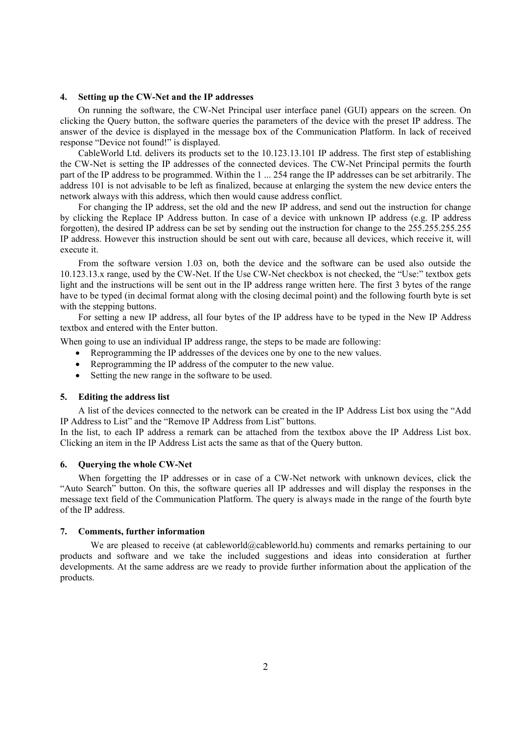## 4. Setting up the CW-Net and the IP addresses

On running the software, the CW-Net Principal user interface panel (GUI) appears on the screen. On clicking the Query button, the software queries the parameters of the device with the preset IP address. The answer of the device is displayed in the message box of the Communication Platform. In lack of received response "Device not found!" is displayed.

CableWorld Ltd. delivers its products set to the 10.123.13.101 IP address. The first step of establishing the CW-Net is setting the IP addresses of the connected devices. The CW-Net Principal permits the fourth part of the IP address to be programmed. Within the 1 ... 254 range the IP addresses can be set arbitrarily. The address 101 is not advisable to be left as finalized, because at enlarging the system the new device enters the network always with this address, which then would cause address conflict.

For changing the IP address, set the old and the new IP address, and send out the instruction for change by clicking the Replace IP Address button. In case of a device with unknown IP address (e.g. IP address forgotten), the desired IP address can be set by sending out the instruction for change to the 255.255.255.255 IP address. However this instruction should be sent out with care, because all devices, which receive it, will execute it.

From the software version 1.03 on, both the device and the software can be used also outside the 10.123.13.x range, used by the CW-Net. If the Use CW-Net checkbox is not checked, the "Use:" textbox gets light and the instructions will be sent out in the IP address range written here. The first 3 bytes of the range have to be typed (in decimal format along with the closing decimal point) and the following fourth byte is set with the stepping buttons.

For setting a new IP address, all four bytes of the IP address have to be typed in the New IP Address textbox and entered with the Enter button.

When going to use an individual IP address range, the steps to be made are following:

- Reprogramming the IP addresses of the devices one by one to the new values.
- Reprogramming the IP address of the computer to the new value.
- Setting the new range in the software to be used.

## 5. Editing the address list

A list of the devices connected to the network can be created in the IP Address List box using the "Add IP Address to List" and the "Remove IP Address from List" buttons.

In the list, to each IP address a remark can be attached from the textbox above the IP Address List box. Clicking an item in the IP Address List acts the same as that of the Query button.

## 6. Querying the whole CW-Net

When forgetting the IP addresses or in case of a CW-Net network with unknown devices, click the "Auto Search" button. On this, the software queries all IP addresses and will display the responses in the message text field of the Communication Platform. The query is always made in the range of the fourth byte of the IP address.

## 7. Comments, further information

We are pleased to receive (at cableworld@cableworld.hu) comments and remarks pertaining to our products and software and we take the included suggestions and ideas into consideration at further developments. At the same address are we ready to provide further information about the application of the products.